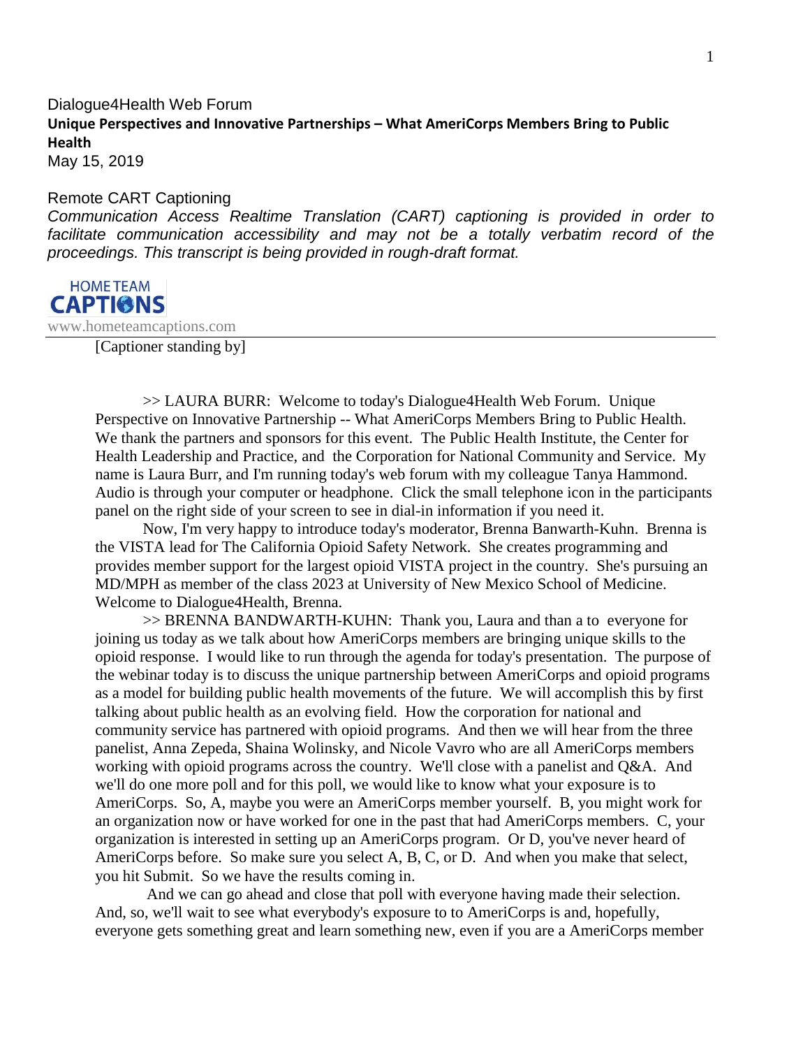Dialogue4Health Web Forum

**Unique Perspectives and Innovative Partnerships – What AmeriCorps Members Bring to Public Health**

May 15, 2019

Remote CART Captioning

*Communication Access Realtime Translation (CART) captioning is provided in order to facilitate communication accessibility and may not be a totally verbatim record of the proceedings. This transcript is being provided in rough-draft format.*

HOME TEAM CAPTIONS
www.hometeamcaptions.com

---

[Captioner standing by]

>> LAURA BURR: Welcome to today's Dialogue4Health Web Forum. Unique Perspective on Innovative Partnership -- What AmeriCorps Members Bring to Public Health. We thank the partners and sponsors for this event. The Public Health Institute, the Center for Health Leadership and Practice, and the Corporation for National Community and Service. My name is Laura Burr, and I'm running today's web forum with my colleague Tanya Hammond. Audio is through your computer or headphone. Click the small telephone icon in the participants panel on the right side of your screen to see in dial-in information if you need it.

Now, I'm very happy to introduce today's moderator, Brenna Banwarth-Kuhn. Brenna is the VISTA lead for The California Opioid Safety Network. She creates programming and provides member support for the largest opioid VISTA project in the country. She's pursuing an MD/MPH as member of the class 2023 at University of New Mexico School of Medicine. Welcome to Dialogue4Health, Brenna.

>> BRENNA BANDWARTH-KUHN: Thank you, Laura and than a to everyone for joining us today as we talk about how AmeriCorps members are bringing unique skills to the opioid response. I would like to run through the agenda for today's presentation. The purpose of the webinar today is to discuss the unique partnership between AmeriCorps and opioid programs as a model for building public health movements of the future. We will accomplish this by first talking about public health as an evolving field. How the corporation for national and community service has partnered with opioid programs. And then we will hear from the three panelist, Anna Zepeda, Shaina Wolinsky, and Nicole Vavro who are all AmeriCorps members working with opioid programs across the country. We'll close with a panelist and Q&A. And we'll do one more poll and for this poll, we would like to know what your exposure is to AmeriCorps. So, A, maybe you were an AmeriCorps member yourself. B, you might work for an organization now or have worked for one in the past that had AmeriCorps members. C, your organization is interested in setting up an AmeriCorps program. Or D, you've never heard of AmeriCorps before. So make sure you select A, B, C, or D. And when you make that select, you hit Submit. So we have the results coming in.

And we can go ahead and close that poll with everyone having made their selection. And, so, we'll wait to see what everybody's exposure to to AmeriCorps is and, hopefully, everyone gets something great and learn something new, even if you are a AmeriCorps member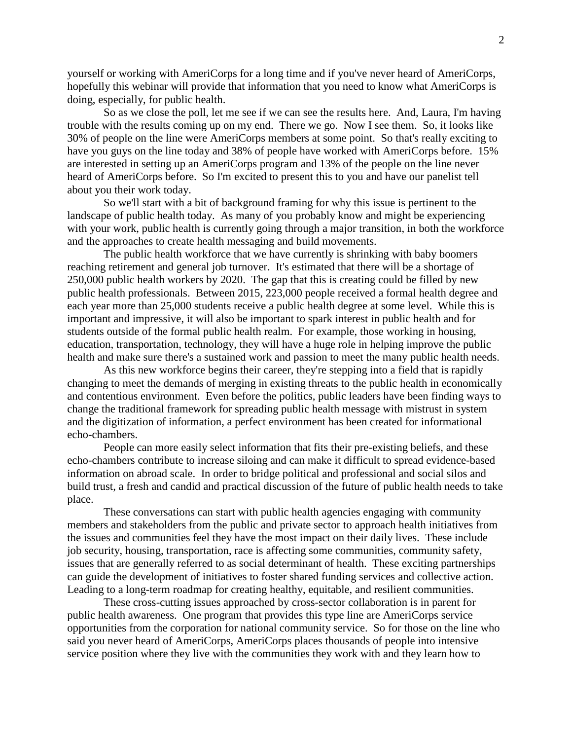yourself or working with AmeriCorps for a long time and if you've never heard of AmeriCorps, hopefully this webinar will provide that information that you need to know what AmeriCorps is doing, especially, for public health.

So as we close the poll, let me see if we can see the results here. And, Laura, I'm having trouble with the results coming up on my end. There we go. Now I see them. So, it looks like 30% of people on the line were AmeriCorps members at some point. So that's really exciting to have you guys on the line today and 38% of people have worked with AmeriCorps before. 15% are interested in setting up an AmeriCorps program and 13% of the people on the line never heard of AmeriCorps before. So I'm excited to present this to you and have our panelist tell about you their work today.

So we'll start with a bit of background framing for why this issue is pertinent to the landscape of public health today. As many of you probably know and might be experiencing with your work, public health is currently going through a major transition, in both the workforce and the approaches to create health messaging and build movements.

The public health workforce that we have currently is shrinking with baby boomers reaching retirement and general job turnover. It's estimated that there will be a shortage of 250,000 public health workers by 2020. The gap that this is creating could be filled by new public health professionals. Between 2015, 223,000 people received a formal health degree and each year more than 25,000 students receive a public health degree at some level. While this is important and impressive, it will also be important to spark interest in public health and for students outside of the formal public health realm. For example, those working in housing, education, transportation, technology, they will have a huge role in helping improve the public health and make sure there's a sustained work and passion to meet the many public health needs.

As this new workforce begins their career, they're stepping into a field that is rapidly changing to meet the demands of merging in existing threats to the public health in economically and contentious environment. Even before the politics, public leaders have been finding ways to change the traditional framework for spreading public health message with mistrust in system and the digitization of information, a perfect environment has been created for informational echo-chambers.

People can more easily select information that fits their pre-existing beliefs, and these echo-chambers contribute to increase siloing and can make it difficult to spread evidence-based information on abroad scale. In order to bridge political and professional and social silos and build trust, a fresh and candid and practical discussion of the future of public health needs to take place.

These conversations can start with public health agencies engaging with community members and stakeholders from the public and private sector to approach health initiatives from the issues and communities feel they have the most impact on their daily lives. These include job security, housing, transportation, race is affecting some communities, community safety, issues that are generally referred to as social determinant of health. These exciting partnerships can guide the development of initiatives to foster shared funding services and collective action. Leading to a long-term roadmap for creating healthy, equitable, and resilient communities.

These cross-cutting issues approached by cross-sector collaboration is in parent for public health awareness. One program that provides this type line are AmeriCorps service opportunities from the corporation for national community service. So for those on the line who said you never heard of AmeriCorps, AmeriCorps places thousands of people into intensive service position where they live with the communities they work with and they learn how to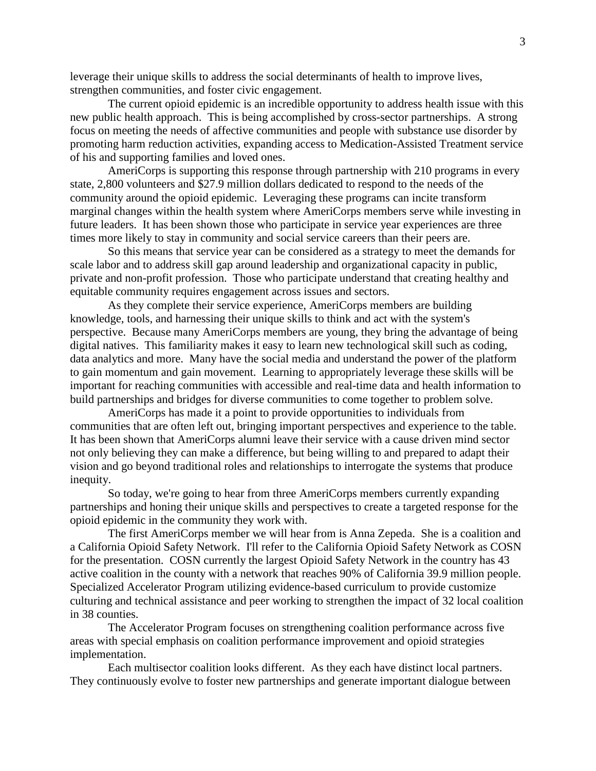leverage their unique skills to address the social determinants of health to improve lives, strengthen communities, and foster civic engagement.

The current opioid epidemic is an incredible opportunity to address health issue with this new public health approach. This is being accomplished by cross-sector partnerships. A strong focus on meeting the needs of affective communities and people with substance use disorder by promoting harm reduction activities, expanding access to Medication-Assisted Treatment service of his and supporting families and loved ones.

AmeriCorps is supporting this response through partnership with 210 programs in every state, 2,800 volunteers and $27.9 million dollars dedicated to respond to the needs of the community around the opioid epidemic. Leveraging these programs can incite transform marginal changes within the health system where AmeriCorps members serve while investing in future leaders. It has been shown those who participate in service year experiences are three times more likely to stay in community and social service careers than their peers are.

So this means that service year can be considered as a strategy to meet the demands for scale labor and to address skill gap around leadership and organizational capacity in public, private and non-profit profession. Those who participate understand that creating healthy and equitable community requires engagement across issues and sectors.

As they complete their service experience, AmeriCorps members are building knowledge, tools, and harnessing their unique skills to think and act with the system's perspective. Because many AmeriCorps members are young, they bring the advantage of being digital natives. This familiarity makes it easy to learn new technological skill such as coding, data analytics and more. Many have the social media and understand the power of the platform to gain momentum and gain movement. Learning to appropriately leverage these skills will be important for reaching communities with accessible and real-time data and health information to build partnerships and bridges for diverse communities to come together to problem solve.

AmeriCorps has made it a point to provide opportunities to individuals from communities that are often left out, bringing important perspectives and experience to the table. It has been shown that AmeriCorps alumni leave their service with a cause driven mind sector not only believing they can make a difference, but being willing to and prepared to adapt their vision and go beyond traditional roles and relationships to interrogate the systems that produce inequity.

So today, we're going to hear from three AmeriCorps members currently expanding partnerships and honing their unique skills and perspectives to create a targeted response for the opioid epidemic in the community they work with.

The first AmeriCorps member we will hear from is Anna Zepeda. She is a coalition and a California Opioid Safety Network. I'll refer to the California Opioid Safety Network as COSN for the presentation. COSN currently the largest Opioid Safety Network in the country has 43 active coalition in the county with a network that reaches 90% of California 39.9 million people. Specialized Accelerator Program utilizing evidence-based curriculum to provide customize culturing and technical assistance and peer working to strengthen the impact of 32 local coalition in 38 counties.

The Accelerator Program focuses on strengthening coalition performance across five areas with special emphasis on coalition performance improvement and opioid strategies implementation.

Each multisector coalition looks different. As they each have distinct local partners. They continuously evolve to foster new partnerships and generate important dialogue between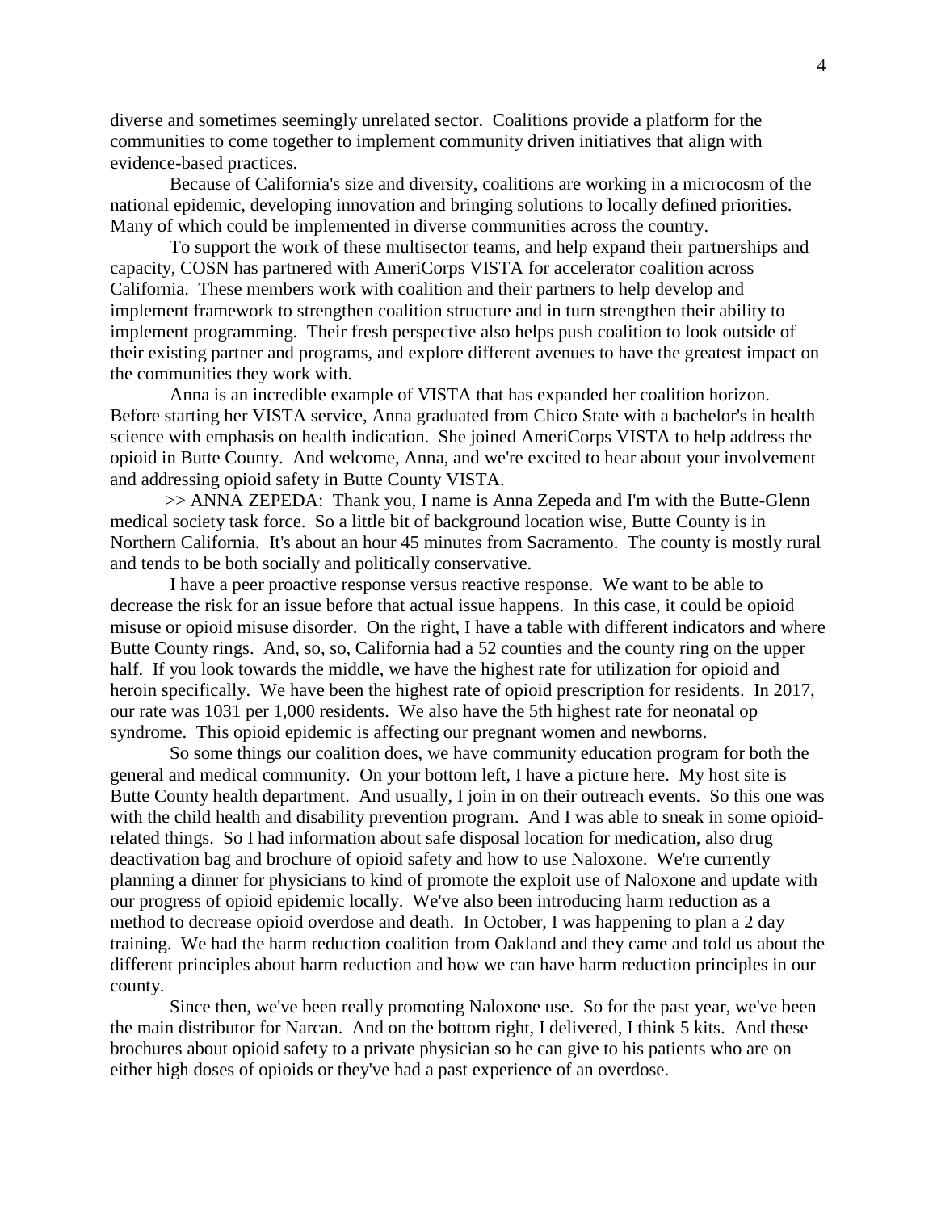diverse and sometimes seemingly unrelated sector. Coalitions provide a platform for the communities to come together to implement community driven initiatives that align with evidence-based practices.

Because of California's size and diversity, coalitions are working in a microcosm of the national epidemic, developing innovation and bringing solutions to locally defined priorities. Many of which could be implemented in diverse communities across the country.

To support the work of these multisector teams, and help expand their partnerships and capacity, COSN has partnered with AmeriCorps VISTA for accelerator coalition across California. These members work with coalition and their partners to help develop and implement framework to strengthen coalition structure and in turn strengthen their ability to implement programming. Their fresh perspective also helps push coalition to look outside of their existing partner and programs, and explore different avenues to have the greatest impact on the communities they work with.

Anna is an incredible example of VISTA that has expanded her coalition horizon. Before starting her VISTA service, Anna graduated from Chico State with a bachelor's in health science with emphasis on health indication. She joined AmeriCorps VISTA to help address the opioid in Butte County. And welcome, Anna, and we're excited to hear about your involvement and addressing opioid safety in Butte County VISTA.

>> ANNA ZEPEDA: Thank you, I name is Anna Zepeda and I'm with the Butte-Glenn medical society task force. So a little bit of background location wise, Butte County is in Northern California. It's about an hour 45 minutes from Sacramento. The county is mostly rural and tends to be both socially and politically conservative.

I have a peer proactive response versus reactive response. We want to be able to decrease the risk for an issue before that actual issue happens. In this case, it could be opioid misuse or opioid misuse disorder. On the right, I have a table with different indicators and where Butte County rings. And, so, so, California had a 52 counties and the county ring on the upper half. If you look towards the middle, we have the highest rate for utilization for opioid and heroin specifically. We have been the highest rate of opioid prescription for residents. In 2017, our rate was 1031 per 1,000 residents. We also have the 5th highest rate for neonatal op syndrome. This opioid epidemic is affecting our pregnant women and newborns.

So some things our coalition does, we have community education program for both the general and medical community. On your bottom left, I have a picture here. My host site is Butte County health department. And usually, I join in on their outreach events. So this one was with the child health and disability prevention program. And I was able to sneak in some opioid-related things. So I had information about safe disposal location for medication, also drug deactivation bag and brochure of opioid safety and how to use Naloxone. We're currently planning a dinner for physicians to kind of promote the exploit use of Naloxone and update with our progress of opioid epidemic locally. We've also been introducing harm reduction as a method to decrease opioid overdose and death. In October, I was happening to plan a 2 day training. We had the harm reduction coalition from Oakland and they came and told us about the different principles about harm reduction and how we can have harm reduction principles in our county.

Since then, we've been really promoting Naloxone use. So for the past year, we've been the main distributor for Narcan. And on the bottom right, I delivered, I think 5 kits. And these brochures about opioid safety to a private physician so he can give to his patients who are on either high doses of opioids or they've had a past experience of an overdose.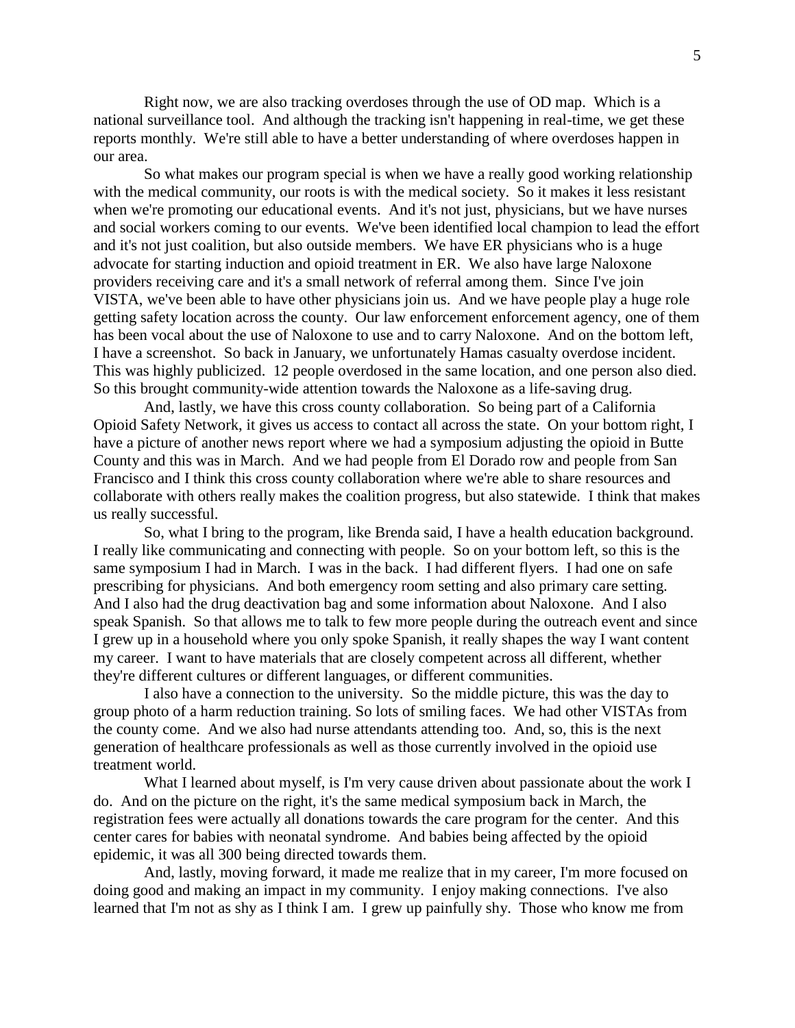Right now, we are also tracking overdoses through the use of OD map. Which is a national surveillance tool. And although the tracking isn't happening in real-time, we get these reports monthly. We're still able to have a better understanding of where overdoses happen in our area.

So what makes our program special is when we have a really good working relationship with the medical community, our roots is with the medical society. So it makes it less resistant when we're promoting our educational events. And it's not just, physicians, but we have nurses and social workers coming to our events. We've been identified local champion to lead the effort and it's not just coalition, but also outside members. We have ER physicians who is a huge advocate for starting induction and opioid treatment in ER. We also have large Naloxone providers receiving care and it's a small network of referral among them. Since I've join VISTA, we've been able to have other physicians join us. And we have people play a huge role getting safety location across the county. Our law enforcement enforcement agency, one of them has been vocal about the use of Naloxone to use and to carry Naloxone. And on the bottom left, I have a screenshot. So back in January, we unfortunately Hamas casualty overdose incident. This was highly publicized. 12 people overdosed in the same location, and one person also died. So this brought community-wide attention towards the Naloxone as a life-saving drug.

And, lastly, we have this cross county collaboration. So being part of a California Opioid Safety Network, it gives us access to contact all across the state. On your bottom right, I have a picture of another news report where we had a symposium adjusting the opioid in Butte County and this was in March. And we had people from El Dorado row and people from San Francisco and I think this cross county collaboration where we're able to share resources and collaborate with others really makes the coalition progress, but also statewide. I think that makes us really successful.

So, what I bring to the program, like Brenda said, I have a health education background. I really like communicating and connecting with people. So on your bottom left, so this is the same symposium I had in March. I was in the back. I had different flyers. I had one on safe prescribing for physicians. And both emergency room setting and also primary care setting. And I also had the drug deactivation bag and some information about Naloxone. And I also speak Spanish. So that allows me to talk to few more people during the outreach event and since I grew up in a household where you only spoke Spanish, it really shapes the way I want content my career. I want to have materials that are closely competent across all different, whether they're different cultures or different languages, or different communities.

I also have a connection to the university. So the middle picture, this was the day to group photo of a harm reduction training. So lots of smiling faces. We had other VISTAs from the county come. And we also had nurse attendants attending too. And, so, this is the next generation of healthcare professionals as well as those currently involved in the opioid use treatment world.

What I learned about myself, is I'm very cause driven about passionate about the work I do. And on the picture on the right, it's the same medical symposium back in March, the registration fees were actually all donations towards the care program for the center. And this center cares for babies with neonatal syndrome. And babies being affected by the opioid epidemic, it was all 300 being directed towards them.

And, lastly, moving forward, it made me realize that in my career, I'm more focused on doing good and making an impact in my community. I enjoy making connections. I've also learned that I'm not as shy as I think I am. I grew up painfully shy. Those who know me from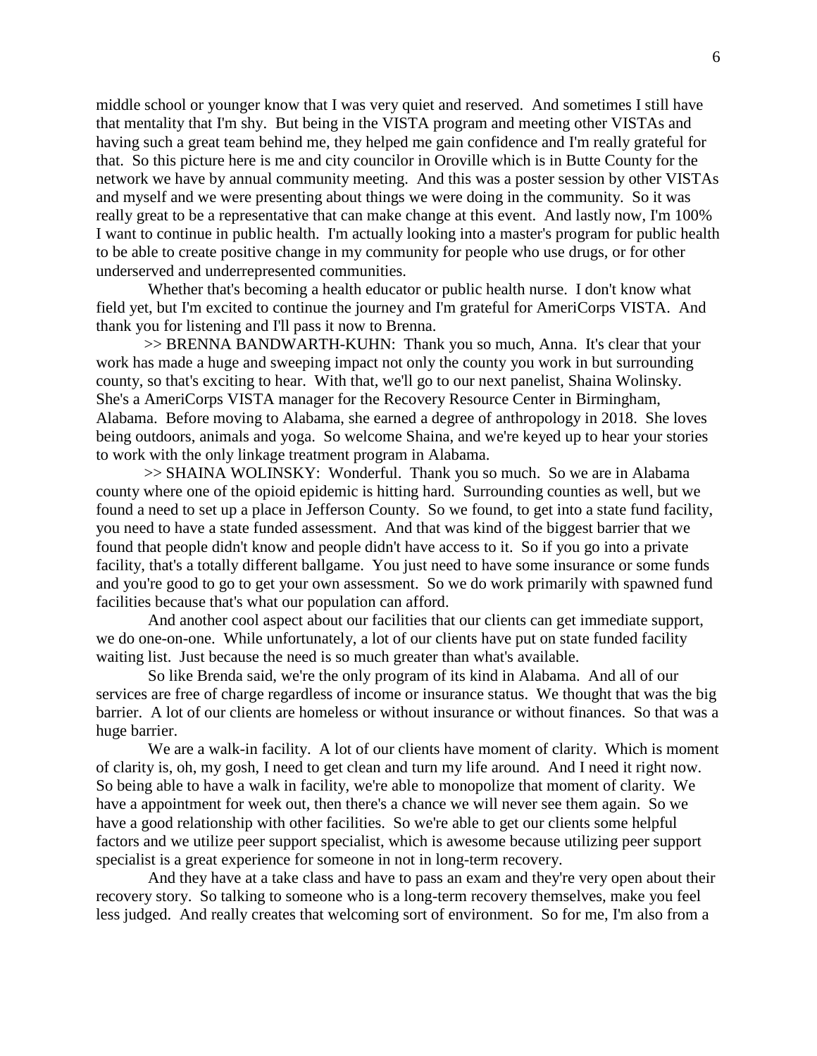middle school or younger know that I was very quiet and reserved. And sometimes I still have that mentality that I'm shy. But being in the VISTA program and meeting other VISTAs and having such a great team behind me, they helped me gain confidence and I'm really grateful for that. So this picture here is me and city councilor in Oroville which is in Butte County for the network we have by annual community meeting. And this was a poster session by other VISTAs and myself and we were presenting about things we were doing in the community. So it was really great to be a representative that can make change at this event. And lastly now, I'm 100% I want to continue in public health. I'm actually looking into a master's program for public health to be able to create positive change in my community for people who use drugs, or for other underserved and underrepresented communities.

Whether that's becoming a health educator or public health nurse. I don't know what field yet, but I'm excited to continue the journey and I'm grateful for AmeriCorps VISTA. And thank you for listening and I'll pass it now to Brenna.

>> BRENNA BANDWARTH-KUHN: Thank you so much, Anna. It's clear that your work has made a huge and sweeping impact not only the county you work in but surrounding county, so that's exciting to hear. With that, we'll go to our next panelist, Shaina Wolinsky. She's a AmeriCorps VISTA manager for the Recovery Resource Center in Birmingham, Alabama. Before moving to Alabama, she earned a degree of anthropology in 2018. She loves being outdoors, animals and yoga. So welcome Shaina, and we're keyed up to hear your stories to work with the only linkage treatment program in Alabama.

>> SHAINA WOLINSKY: Wonderful. Thank you so much. So we are in Alabama county where one of the opioid epidemic is hitting hard. Surrounding counties as well, but we found a need to set up a place in Jefferson County. So we found, to get into a state fund facility, you need to have a state funded assessment. And that was kind of the biggest barrier that we found that people didn't know and people didn't have access to it. So if you go into a private facility, that's a totally different ballgame. You just need to have some insurance or some funds and you're good to go to get your own assessment. So we do work primarily with spawned fund facilities because that's what our population can afford.

And another cool aspect about our facilities that our clients can get immediate support, we do one-on-one. While unfortunately, a lot of our clients have put on state funded facility waiting list. Just because the need is so much greater than what's available.

So like Brenda said, we're the only program of its kind in Alabama. And all of our services are free of charge regardless of income or insurance status. We thought that was the big barrier. A lot of our clients are homeless or without insurance or without finances. So that was a huge barrier.

We are a walk-in facility. A lot of our clients have moment of clarity. Which is moment of clarity is, oh, my gosh, I need to get clean and turn my life around. And I need it right now. So being able to have a walk in facility, we're able to monopolize that moment of clarity. We have a appointment for week out, then there's a chance we will never see them again. So we have a good relationship with other facilities. So we're able to get our clients some helpful factors and we utilize peer support specialist, which is awesome because utilizing peer support specialist is a great experience for someone in not in long-term recovery.

And they have at a take class and have to pass an exam and they're very open about their recovery story. So talking to someone who is a long-term recovery themselves, make you feel less judged. And really creates that welcoming sort of environment. So for me, I'm also from a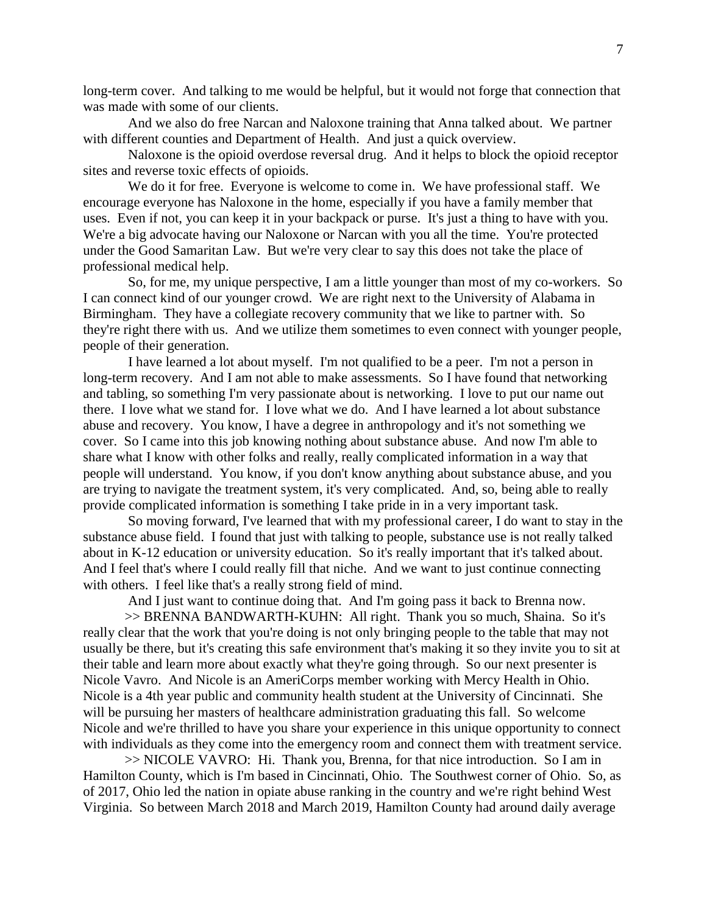long-term cover. And talking to me would be helpful, but it would not forge that connection that was made with some of our clients.

And we also do free Narcan and Naloxone training that Anna talked about. We partner with different counties and Department of Health. And just a quick overview.

Naloxone is the opioid overdose reversal drug. And it helps to block the opioid receptor sites and reverse toxic effects of opioids.

We do it for free. Everyone is welcome to come in. We have professional staff. We encourage everyone has Naloxone in the home, especially if you have a family member that uses. Even if not, you can keep it in your backpack or purse. It's just a thing to have with you. We're a big advocate having our Naloxone or Narcan with you all the time. You're protected under the Good Samaritan Law. But we're very clear to say this does not take the place of professional medical help.

So, for me, my unique perspective, I am a little younger than most of my co-workers. So I can connect kind of our younger crowd. We are right next to the University of Alabama in Birmingham. They have a collegiate recovery community that we like to partner with. So they're right there with us. And we utilize them sometimes to even connect with younger people, people of their generation.

I have learned a lot about myself. I'm not qualified to be a peer. I'm not a person in long-term recovery. And I am not able to make assessments. So I have found that networking and tabling, so something I'm very passionate about is networking. I love to put our name out there. I love what we stand for. I love what we do. And I have learned a lot about substance abuse and recovery. You know, I have a degree in anthropology and it's not something we cover. So I came into this job knowing nothing about substance abuse. And now I'm able to share what I know with other folks and really, really complicated information in a way that people will understand. You know, if you don't know anything about substance abuse, and you are trying to navigate the treatment system, it's very complicated. And, so, being able to really provide complicated information is something I take pride in in a very important task.

So moving forward, I've learned that with my professional career, I do want to stay in the substance abuse field. I found that just with talking to people, substance use is not really talked about in K-12 education or university education. So it's really important that it's talked about. And I feel that's where I could really fill that niche. And we want to just continue connecting with others. I feel like that's a really strong field of mind.

And I just want to continue doing that. And I'm going pass it back to Brenna now.

>> BRENNA BANDWARTH-KUHN: All right. Thank you so much, Shaina. So it's really clear that the work that you're doing is not only bringing people to the table that may not usually be there, but it's creating this safe environment that's making it so they invite you to sit at their table and learn more about exactly what they're going through. So our next presenter is Nicole Vavro. And Nicole is an AmeriCorps member working with Mercy Health in Ohio. Nicole is a 4th year public and community health student at the University of Cincinnati. She will be pursuing her masters of healthcare administration graduating this fall. So welcome Nicole and we're thrilled to have you share your experience in this unique opportunity to connect with individuals as they come into the emergency room and connect them with treatment service.

>> NICOLE VAVRO: Hi. Thank you, Brenna, for that nice introduction. So I am in Hamilton County, which is I'm based in Cincinnati, Ohio. The Southwest corner of Ohio. So, as of 2017, Ohio led the nation in opiate abuse ranking in the country and we're right behind West Virginia. So between March 2018 and March 2019, Hamilton County had around daily average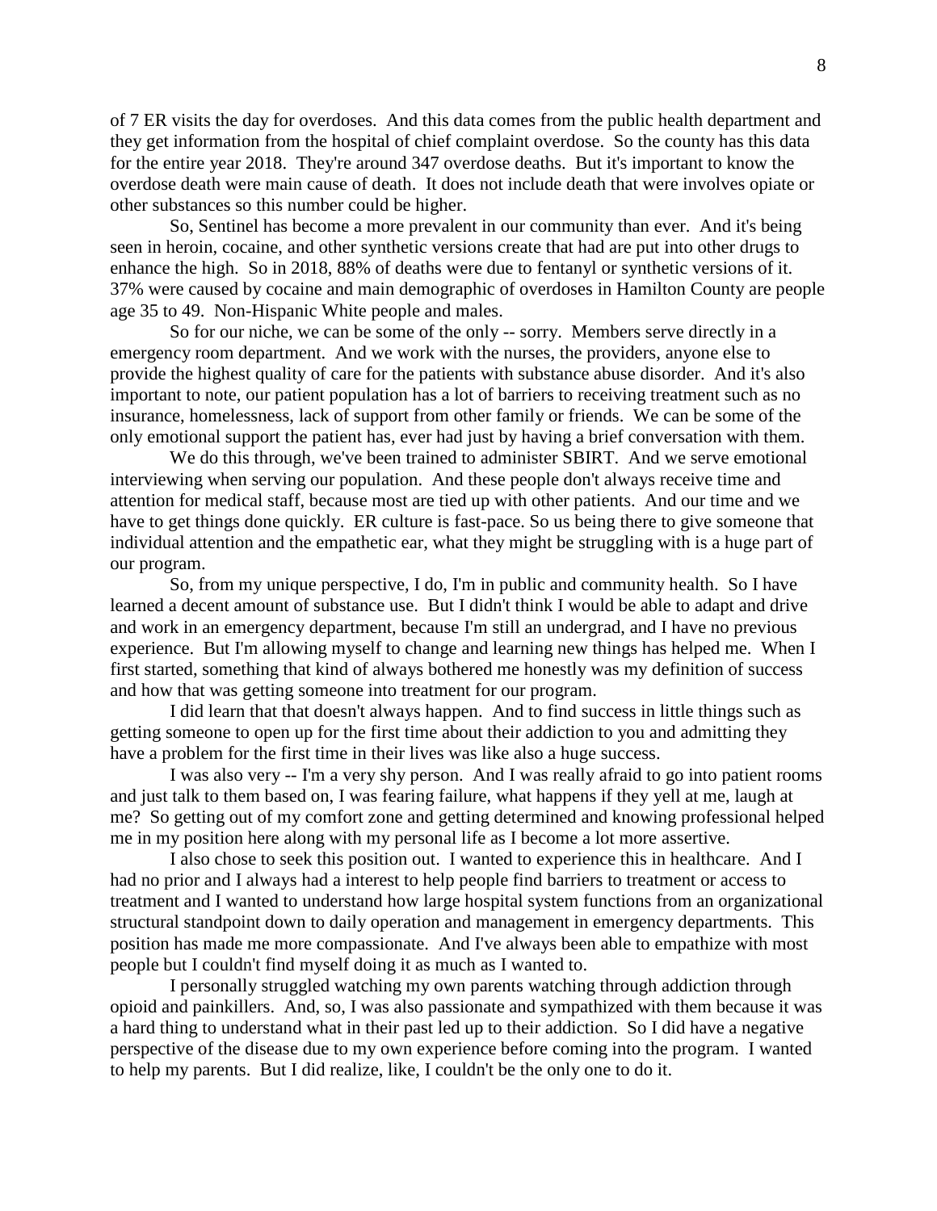of 7 ER visits the day for overdoses. And this data comes from the public health department and they get information from the hospital of chief complaint overdose. So the county has this data for the entire year 2018. They're around 347 overdose deaths. But it's important to know the overdose death were main cause of death. It does not include death that were involves opiate or other substances so this number could be higher.

So, Sentinel has become a more prevalent in our community than ever. And it's being seen in heroin, cocaine, and other synthetic versions create that had are put into other drugs to enhance the high. So in 2018, 88% of deaths were due to fentanyl or synthetic versions of it. 37% were caused by cocaine and main demographic of overdoses in Hamilton County are people age 35 to 49. Non-Hispanic White people and males.

So for our niche, we can be some of the only -- sorry. Members serve directly in a emergency room department. And we work with the nurses, the providers, anyone else to provide the highest quality of care for the patients with substance abuse disorder. And it's also important to note, our patient population has a lot of barriers to receiving treatment such as no insurance, homelessness, lack of support from other family or friends. We can be some of the only emotional support the patient has, ever had just by having a brief conversation with them.

We do this through, we've been trained to administer SBIRT. And we serve emotional interviewing when serving our population. And these people don't always receive time and attention for medical staff, because most are tied up with other patients. And our time and we have to get things done quickly. ER culture is fast-pace. So us being there to give someone that individual attention and the empathetic ear, what they might be struggling with is a huge part of our program.

So, from my unique perspective, I do, I'm in public and community health. So I have learned a decent amount of substance use. But I didn't think I would be able to adapt and drive and work in an emergency department, because I'm still an undergrad, and I have no previous experience. But I'm allowing myself to change and learning new things has helped me. When I first started, something that kind of always bothered me honestly was my definition of success and how that was getting someone into treatment for our program.

I did learn that that doesn't always happen. And to find success in little things such as getting someone to open up for the first time about their addiction to you and admitting they have a problem for the first time in their lives was like also a huge success.

I was also very -- I'm a very shy person. And I was really afraid to go into patient rooms and just talk to them based on, I was fearing failure, what happens if they yell at me, laugh at me? So getting out of my comfort zone and getting determined and knowing professional helped me in my position here along with my personal life as I become a lot more assertive.

I also chose to seek this position out. I wanted to experience this in healthcare. And I had no prior and I always had a interest to help people find barriers to treatment or access to treatment and I wanted to understand how large hospital system functions from an organizational structural standpoint down to daily operation and management in emergency departments. This position has made me more compassionate. And I've always been able to empathize with most people but I couldn't find myself doing it as much as I wanted to.

I personally struggled watching my own parents watching through addiction through opioid and painkillers. And, so, I was also passionate and sympathized with them because it was a hard thing to understand what in their past led up to their addiction. So I did have a negative perspective of the disease due to my own experience before coming into the program. I wanted to help my parents. But I did realize, like, I couldn't be the only one to do it.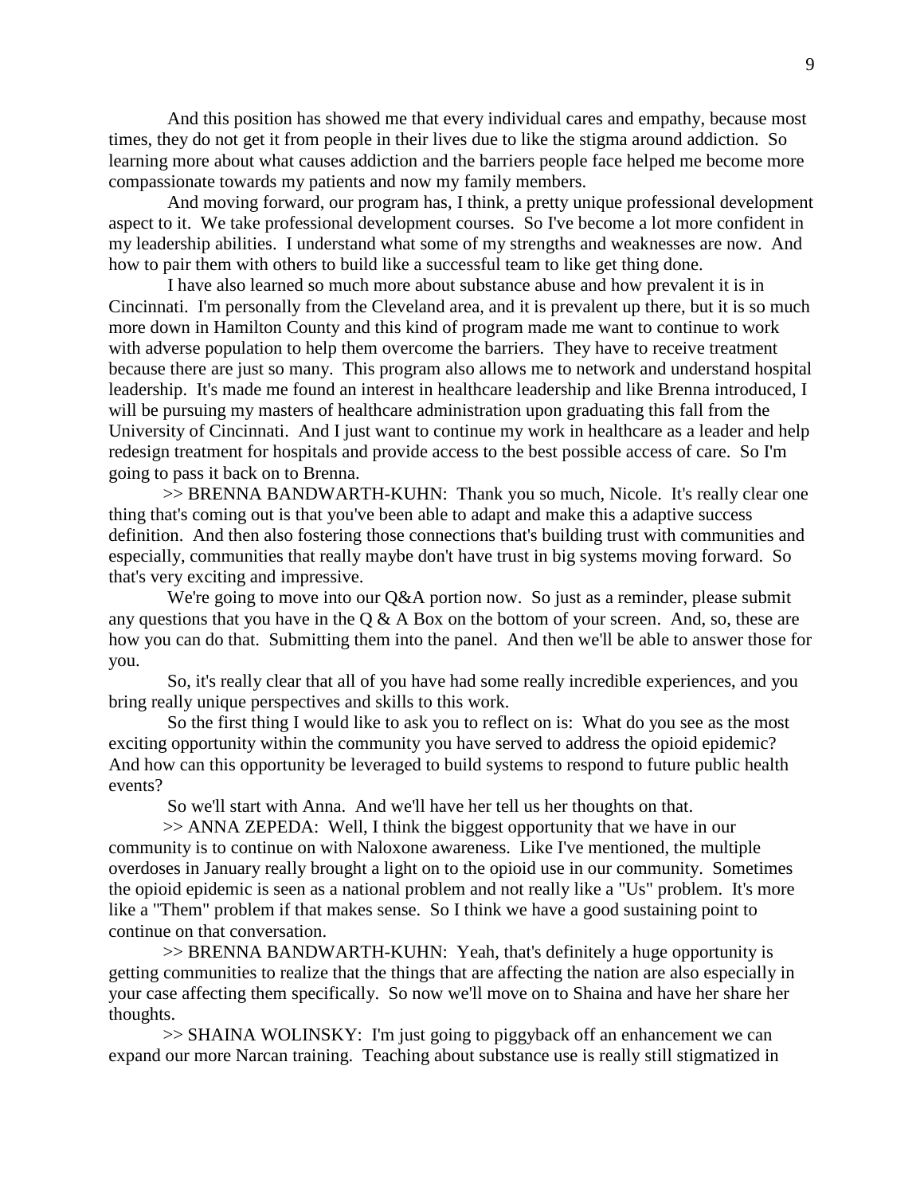And this position has showed me that every individual cares and empathy, because most times, they do not get it from people in their lives due to like the stigma around addiction. So learning more about what causes addiction and the barriers people face helped me become more compassionate towards my patients and now my family members.

And moving forward, our program has, I think, a pretty unique professional development aspect to it. We take professional development courses. So I've become a lot more confident in my leadership abilities. I understand what some of my strengths and weaknesses are now. And how to pair them with others to build like a successful team to like get thing done.

I have also learned so much more about substance abuse and how prevalent it is in Cincinnati. I'm personally from the Cleveland area, and it is prevalent up there, but it is so much more down in Hamilton County and this kind of program made me want to continue to work with adverse population to help them overcome the barriers. They have to receive treatment because there are just so many. This program also allows me to network and understand hospital leadership. It's made me found an interest in healthcare leadership and like Brenna introduced, I will be pursuing my masters of healthcare administration upon graduating this fall from the University of Cincinnati. And I just want to continue my work in healthcare as a leader and help redesign treatment for hospitals and provide access to the best possible access of care. So I'm going to pass it back on to Brenna.

>> BRENNA BANDWARTH-KUHN: Thank you so much, Nicole. It's really clear one thing that's coming out is that you've been able to adapt and make this a adaptive success definition. And then also fostering those connections that's building trust with communities and especially, communities that really maybe don't have trust in big systems moving forward. So that's very exciting and impressive.

We're going to move into our Q&A portion now. So just as a reminder, please submit any questions that you have in the Q & A Box on the bottom of your screen. And, so, these are how you can do that. Submitting them into the panel. And then we'll be able to answer those for you.

So, it's really clear that all of you have had some really incredible experiences, and you bring really unique perspectives and skills to this work.

So the first thing I would like to ask you to reflect on is: What do you see as the most exciting opportunity within the community you have served to address the opioid epidemic? And how can this opportunity be leveraged to build systems to respond to future public health events?

So we'll start with Anna. And we'll have her tell us her thoughts on that.

>> ANNA ZEPEDA: Well, I think the biggest opportunity that we have in our community is to continue on with Naloxone awareness. Like I've mentioned, the multiple overdoses in January really brought a light on to the opioid use in our community. Sometimes the opioid epidemic is seen as a national problem and not really like a "Us" problem. It's more like a "Them" problem if that makes sense. So I think we have a good sustaining point to continue on that conversation.

>> BRENNA BANDWARTH-KUHN: Yeah, that's definitely a huge opportunity is getting communities to realize that the things that are affecting the nation are also especially in your case affecting them specifically. So now we'll move on to Shaina and have her share her thoughts.

>> SHAINA WOLINSKY: I'm just going to piggyback off an enhancement we can expand our more Narcan training. Teaching about substance use is really still stigmatized in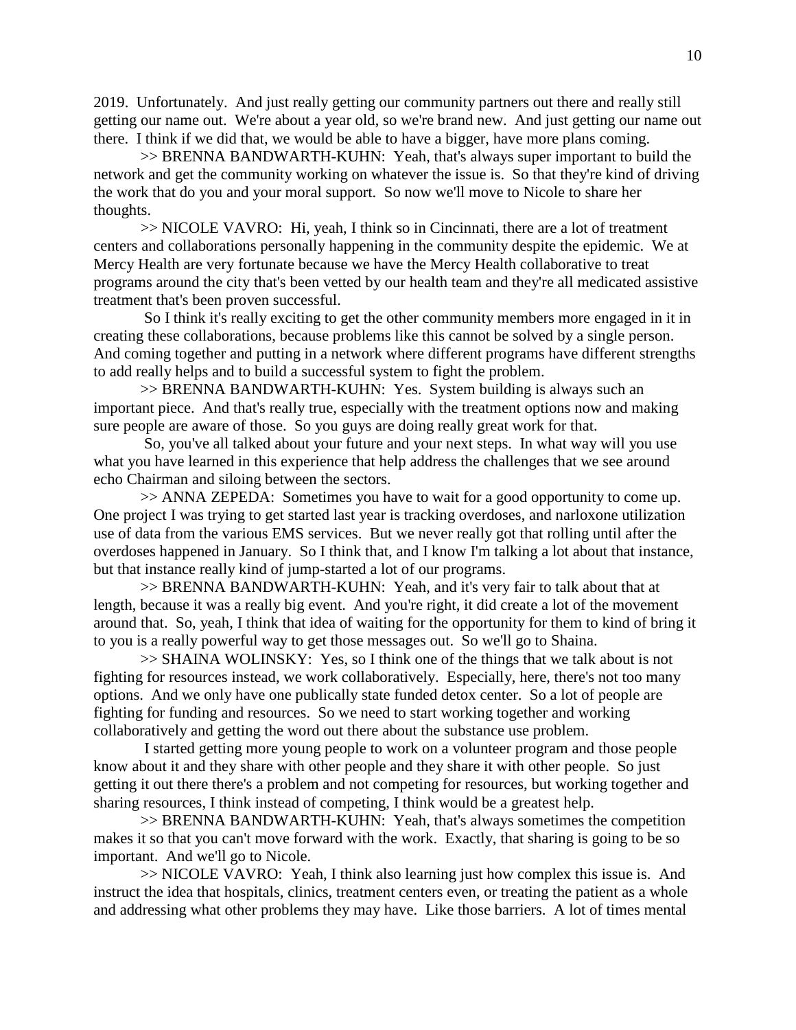2019. Unfortunately. And just really getting our community partners out there and really still getting our name out. We're about a year old, so we're brand new. And just getting our name out there. I think if we did that, we would be able to have a bigger, have more plans coming.

>> BRENNA BANDWARTH-KUHN: Yeah, that's always super important to build the network and get the community working on whatever the issue is. So that they're kind of driving the work that do you and your moral support. So now we'll move to Nicole to share her thoughts.

>> NICOLE VAVRO: Hi, yeah, I think so in Cincinnati, there are a lot of treatment centers and collaborations personally happening in the community despite the epidemic. We at Mercy Health are very fortunate because we have the Mercy Health collaborative to treat programs around the city that's been vetted by our health team and they're all medicated assistive treatment that's been proven successful.

So I think it's really exciting to get the other community members more engaged in it in creating these collaborations, because problems like this cannot be solved by a single person. And coming together and putting in a network where different programs have different strengths to add really helps and to build a successful system to fight the problem.

>> BRENNA BANDWARTH-KUHN: Yes. System building is always such an important piece. And that's really true, especially with the treatment options now and making sure people are aware of those. So you guys are doing really great work for that.

So, you've all talked about your future and your next steps. In what way will you use what you have learned in this experience that help address the challenges that we see around echo Chairman and siloing between the sectors.

>> ANNA ZEPEDA: Sometimes you have to wait for a good opportunity to come up. One project I was trying to get started last year is tracking overdoses, and narloxone utilization use of data from the various EMS services. But we never really got that rolling until after the overdoses happened in January. So I think that, and I know I'm talking a lot about that instance, but that instance really kind of jump-started a lot of our programs.

>> BRENNA BANDWARTH-KUHN: Yeah, and it's very fair to talk about that at length, because it was a really big event. And you're right, it did create a lot of the movement around that. So, yeah, I think that idea of waiting for the opportunity for them to kind of bring it to you is a really powerful way to get those messages out. So we'll go to Shaina.

>> SHAINA WOLINSKY: Yes, so I think one of the things that we talk about is not fighting for resources instead, we work collaboratively. Especially, here, there's not too many options. And we only have one publically state funded detox center. So a lot of people are fighting for funding and resources. So we need to start working together and working collaboratively and getting the word out there about the substance use problem.

I started getting more young people to work on a volunteer program and those people know about it and they share with other people and they share it with other people. So just getting it out there there's a problem and not competing for resources, but working together and sharing resources, I think instead of competing, I think would be a greatest help.

>> BRENNA BANDWARTH-KUHN: Yeah, that's always sometimes the competition makes it so that you can't move forward with the work. Exactly, that sharing is going to be so important. And we'll go to Nicole.

>> NICOLE VAVRO: Yeah, I think also learning just how complex this issue is. And instruct the idea that hospitals, clinics, treatment centers even, or treating the patient as a whole and addressing what other problems they may have. Like those barriers. A lot of times mental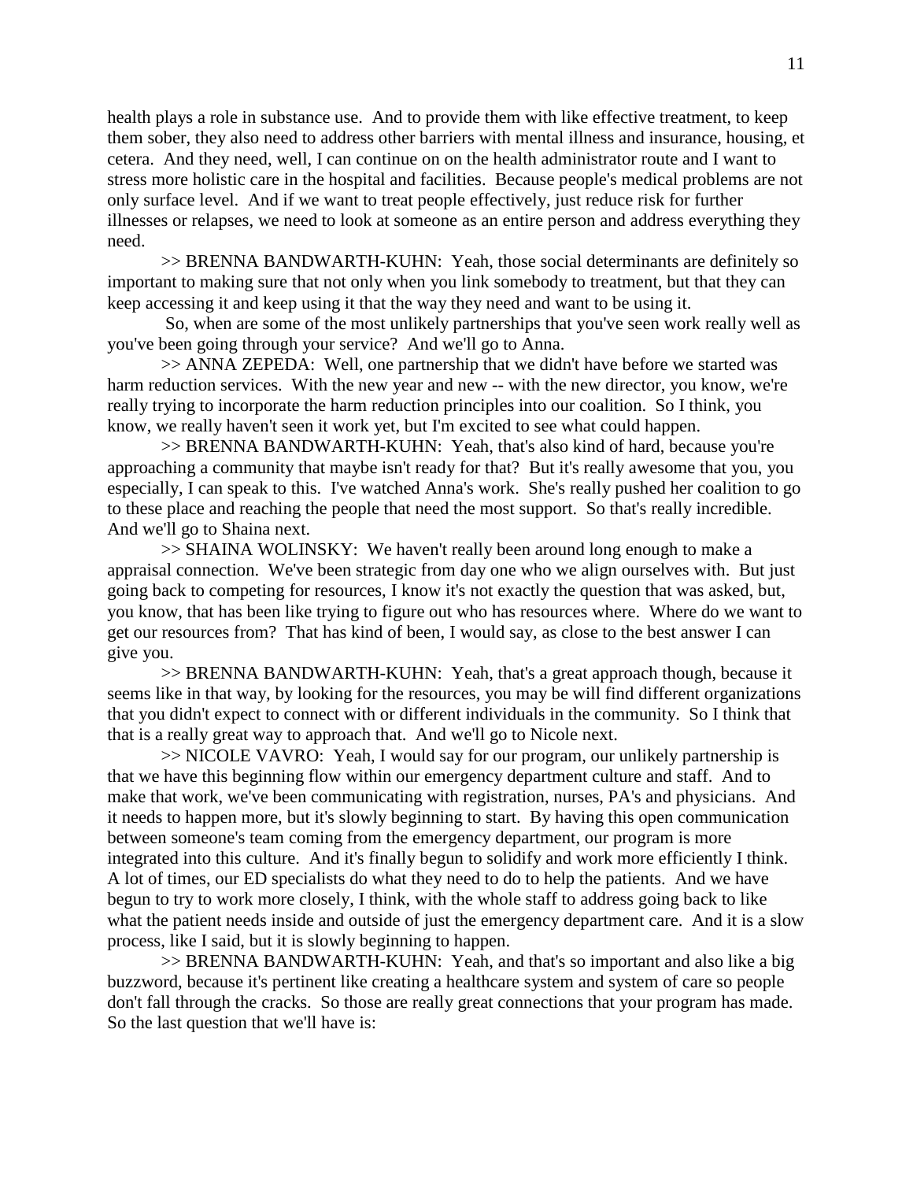health plays a role in substance use. And to provide them with like effective treatment, to keep them sober, they also need to address other barriers with mental illness and insurance, housing, et cetera. And they need, well, I can continue on on the health administrator route and I want to stress more holistic care in the hospital and facilities. Because people's medical problems are not only surface level. And if we want to treat people effectively, just reduce risk for further illnesses or relapses, we need to look at someone as an entire person and address everything they need.

>> BRENNA BANDWARTH-KUHN: Yeah, those social determinants are definitely so important to making sure that not only when you link somebody to treatment, but that they can keep accessing it and keep using it that the way they need and want to be using it.

So, when are some of the most unlikely partnerships that you've seen work really well as you've been going through your service? And we'll go to Anna.

>> ANNA ZEPEDA: Well, one partnership that we didn't have before we started was harm reduction services. With the new year and new -- with the new director, you know, we're really trying to incorporate the harm reduction principles into our coalition. So I think, you know, we really haven't seen it work yet, but I'm excited to see what could happen.

>> BRENNA BANDWARTH-KUHN: Yeah, that's also kind of hard, because you're approaching a community that maybe isn't ready for that? But it's really awesome that you, you especially, I can speak to this. I've watched Anna's work. She's really pushed her coalition to go to these place and reaching the people that need the most support. So that's really incredible. And we'll go to Shaina next.

>> SHAINA WOLINSKY: We haven't really been around long enough to make a appraisal connection. We've been strategic from day one who we align ourselves with. But just going back to competing for resources, I know it's not exactly the question that was asked, but, you know, that has been like trying to figure out who has resources where. Where do we want to get our resources from? That has kind of been, I would say, as close to the best answer I can give you.

>> BRENNA BANDWARTH-KUHN: Yeah, that's a great approach though, because it seems like in that way, by looking for the resources, you may be will find different organizations that you didn't expect to connect with or different individuals in the community. So I think that that is a really great way to approach that. And we'll go to Nicole next.

>> NICOLE VAVRO: Yeah, I would say for our program, our unlikely partnership is that we have this beginning flow within our emergency department culture and staff. And to make that work, we've been communicating with registration, nurses, PA's and physicians. And it needs to happen more, but it's slowly beginning to start. By having this open communication between someone's team coming from the emergency department, our program is more integrated into this culture. And it's finally begun to solidify and work more efficiently I think. A lot of times, our ED specialists do what they need to do to help the patients. And we have begun to try to work more closely, I think, with the whole staff to address going back to like what the patient needs inside and outside of just the emergency department care. And it is a slow process, like I said, but it is slowly beginning to happen.

>> BRENNA BANDWARTH-KUHN: Yeah, and that's so important and also like a big buzzword, because it's pertinent like creating a healthcare system and system of care so people don't fall through the cracks. So those are really great connections that your program has made. So the last question that we'll have is: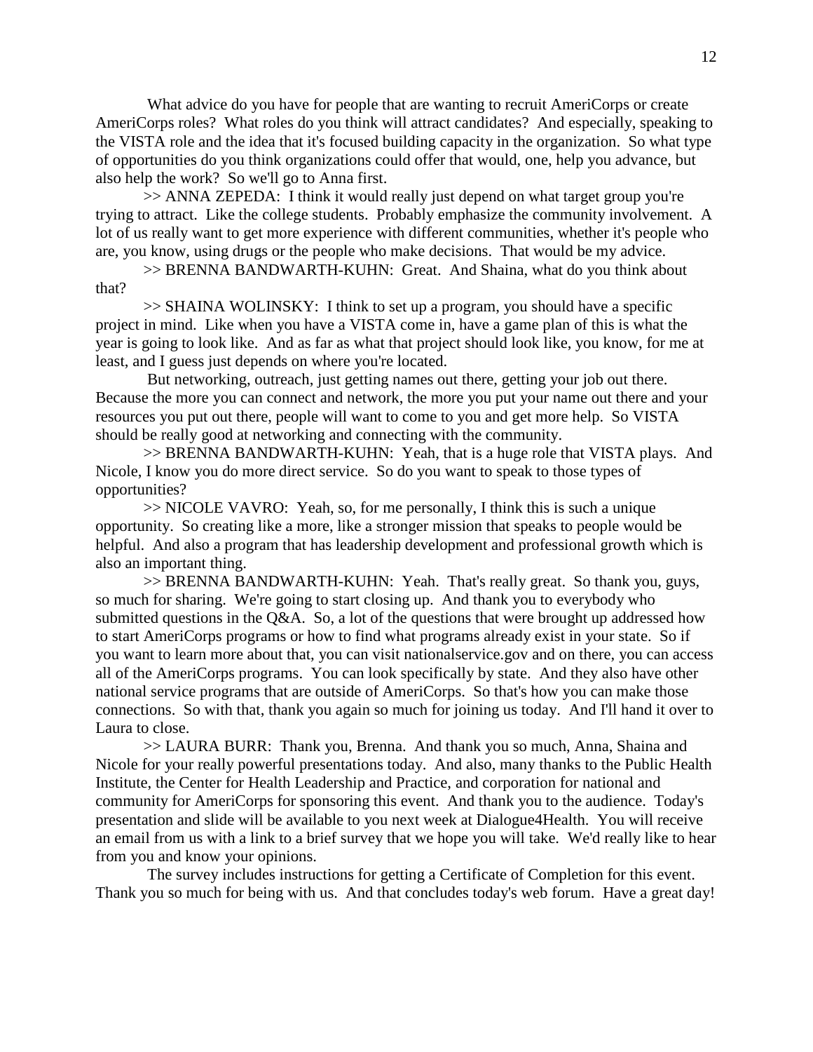What advice do you have for people that are wanting to recruit AmeriCorps or create AmeriCorps roles? What roles do you think will attract candidates? And especially, speaking to the VISTA role and the idea that it's focused building capacity in the organization. So what type of opportunities do you think organizations could offer that would, one, help you advance, but also help the work? So we'll go to Anna first.

>> ANNA ZEPEDA: I think it would really just depend on what target group you're trying to attract. Like the college students. Probably emphasize the community involvement. A lot of us really want to get more experience with different communities, whether it's people who are, you know, using drugs or the people who make decisions. That would be my advice.

>> BRENNA BANDWARTH-KUHN: Great. And Shaina, what do you think about that?

>> SHAINA WOLINSKY: I think to set up a program, you should have a specific project in mind. Like when you have a VISTA come in, have a game plan of this is what the year is going to look like. And as far as what that project should look like, you know, for me at least, and I guess just depends on where you're located.

But networking, outreach, just getting names out there, getting your job out there. Because the more you can connect and network, the more you put your name out there and your resources you put out there, people will want to come to you and get more help. So VISTA should be really good at networking and connecting with the community.

>> BRENNA BANDWARTH-KUHN: Yeah, that is a huge role that VISTA plays. And Nicole, I know you do more direct service. So do you want to speak to those types of opportunities?

>> NICOLE VAVRO: Yeah, so, for me personally, I think this is such a unique opportunity. So creating like a more, like a stronger mission that speaks to people would be helpful. And also a program that has leadership development and professional growth which is also an important thing.

>> BRENNA BANDWARTH-KUHN: Yeah. That's really great. So thank you, guys, so much for sharing. We're going to start closing up. And thank you to everybody who submitted questions in the Q&A. So, a lot of the questions that were brought up addressed how to start AmeriCorps programs or how to find what programs already exist in your state. So if you want to learn more about that, you can visit nationalservice.gov and on there, you can access all of the AmeriCorps programs. You can look specifically by state. And they also have other national service programs that are outside of AmeriCorps. So that's how you can make those connections. So with that, thank you again so much for joining us today. And I'll hand it over to Laura to close.

>> LAURA BURR: Thank you, Brenna. And thank you so much, Anna, Shaina and Nicole for your really powerful presentations today. And also, many thanks to the Public Health Institute, the Center for Health Leadership and Practice, and corporation for national and community for AmeriCorps for sponsoring this event. And thank you to the audience. Today's presentation and slide will be available to you next week at Dialogue4Health. You will receive an email from us with a link to a brief survey that we hope you will take. We'd really like to hear from you and know your opinions.

The survey includes instructions for getting a Certificate of Completion for this event. Thank you so much for being with us. And that concludes today's web forum. Have a great day!